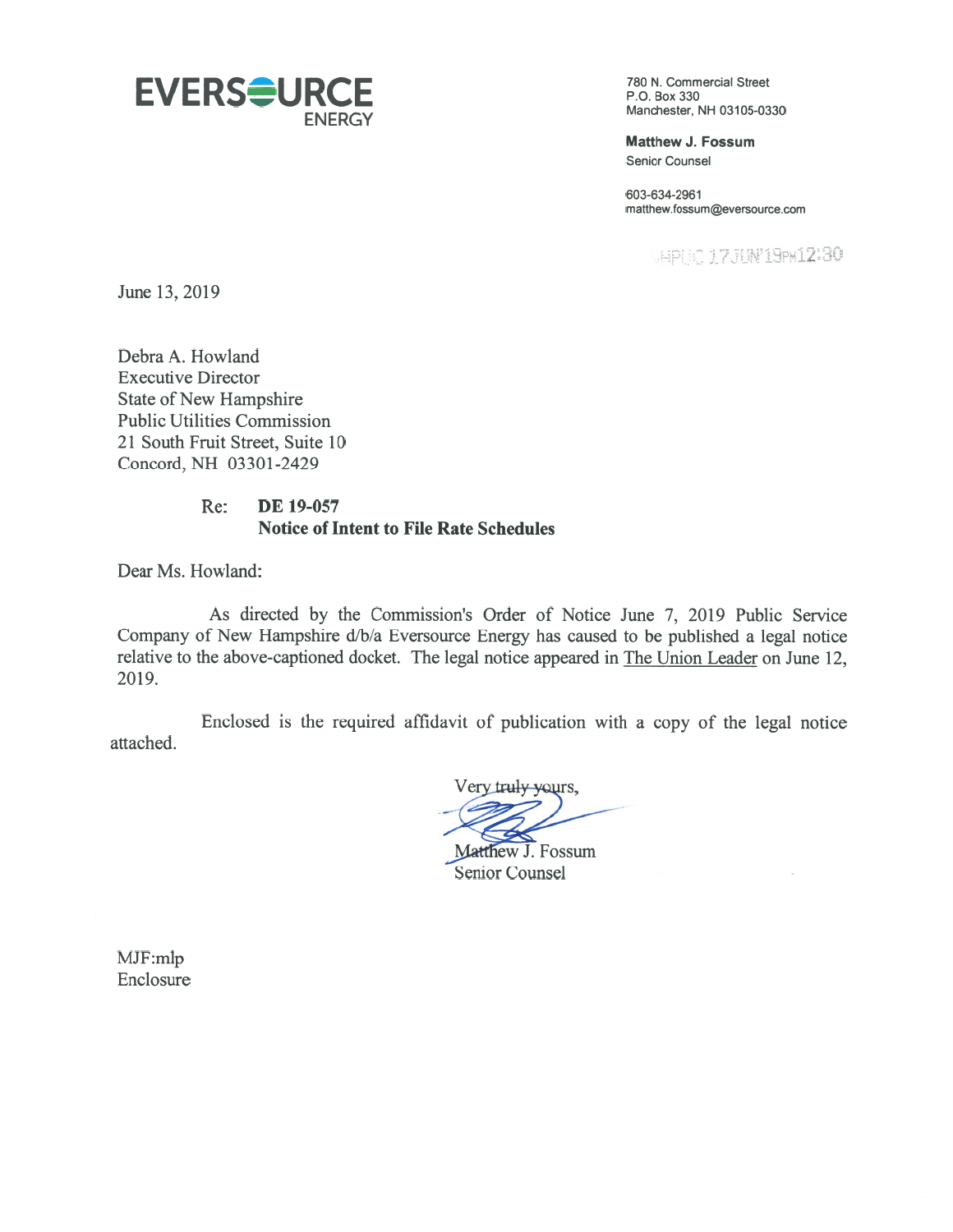**EVERSOURCE ENERGY**

780 N. Commercial Street
P.O. Box 330
Manchester, NH 03105-0330

**Matthew J. Fossum**
Senior Counsel

603-634-2961
matthew.fossum@eversource.com

NHPUC 17JUN'19PM12:30

June 13, 2019

Debra A. Howland
Executive Director
State of New Hampshire
Public Utilities Commission
21 South Fruit Street, Suite 10
Concord, NH 03301-2429

Re: **DE 19-057**
**Notice of Intent to File Rate Schedules**

Dear Ms. Howland:

As directed by the Commission's Order of Notice June 7, 2019 Public Service Company of New Hampshire d/b/a Eversource Energy has caused to be published a legal notice relative to the above-captioned docket. The legal notice appeared in The Union Leader on June 12, 2019.

Enclosed is the required affidavit of publication with a copy of the legal notice attached.

Very truly yours,

Matthew J. Fossum
Senior Counsel

MJF:mlp
Enclosure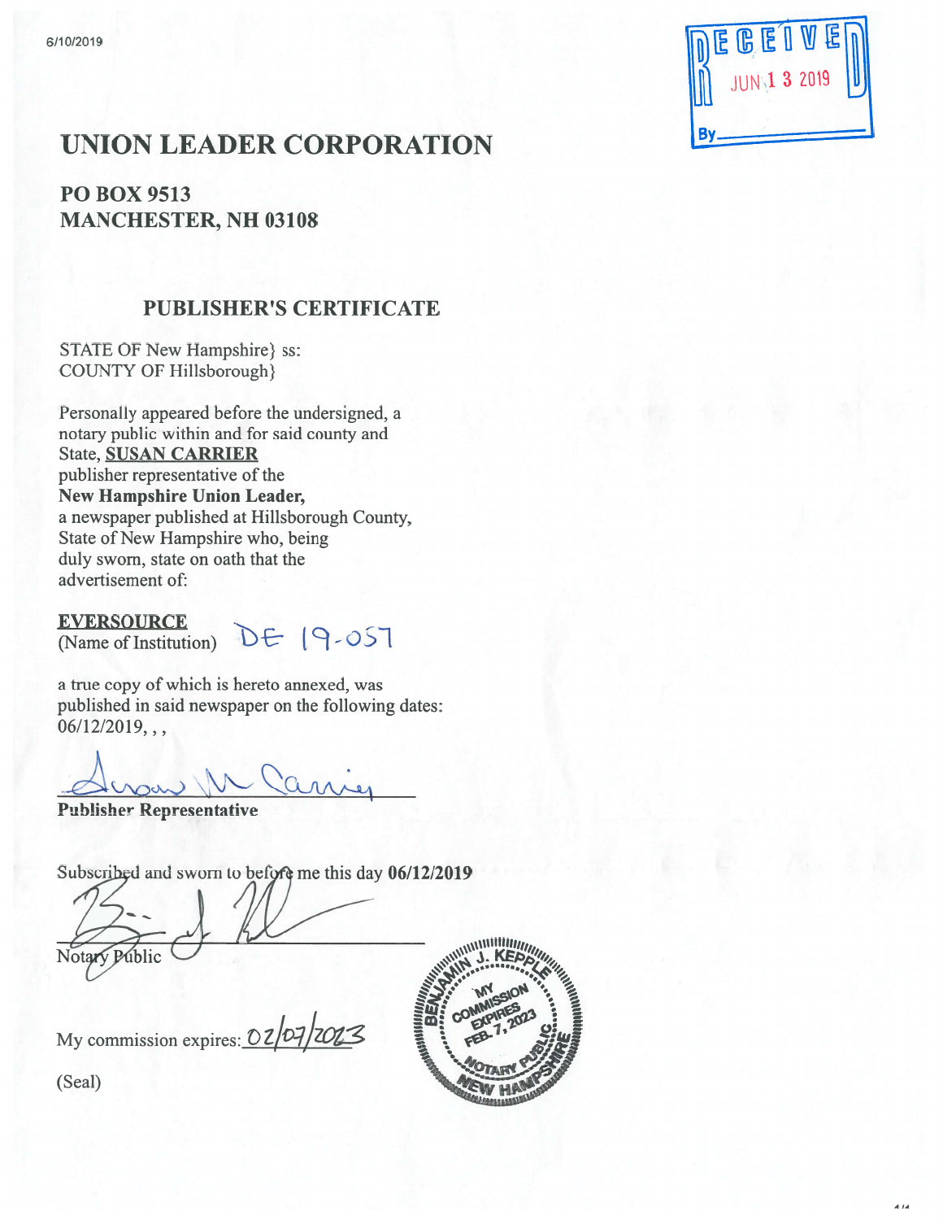6/10/2019

RECEIVED
JUN 1 3 2019
By

# UNION LEADER CORPORATION

## PO BOX 9513
## MANCHESTER, NH 03108

### PUBLISHER'S CERTIFICATE

STATE OF New Hampshire} ss:
COUNTY OF Hillsborough}

Personally appeared before the undersigned, a notary public within and for said county and State, **SUSAN CARRIER**
publisher representative of the
**New Hampshire Union Leader,**
a newspaper published at Hillsborough County, State of New Hampshire who, being duly sworn, state on oath that the advertisement of:

**EVERSOURCE**
(Name of Institution) DE 19-057

a true copy of which is hereto annexed, was published in said newspaper on the following dates:
06/12/2019, , ,

Susan M Carrier
**Publisher Representative**

Subscribed and sworn to before me this day **06/12/2019**

Notary Public

My commission expires: 02/07/2023

(Seal)

BENJAMIN J. KEPPLE
MY COMMISSION EXPIRES FEB. 7, 2023
NOTARY PUBLIC
NEW HAMPSHIRE